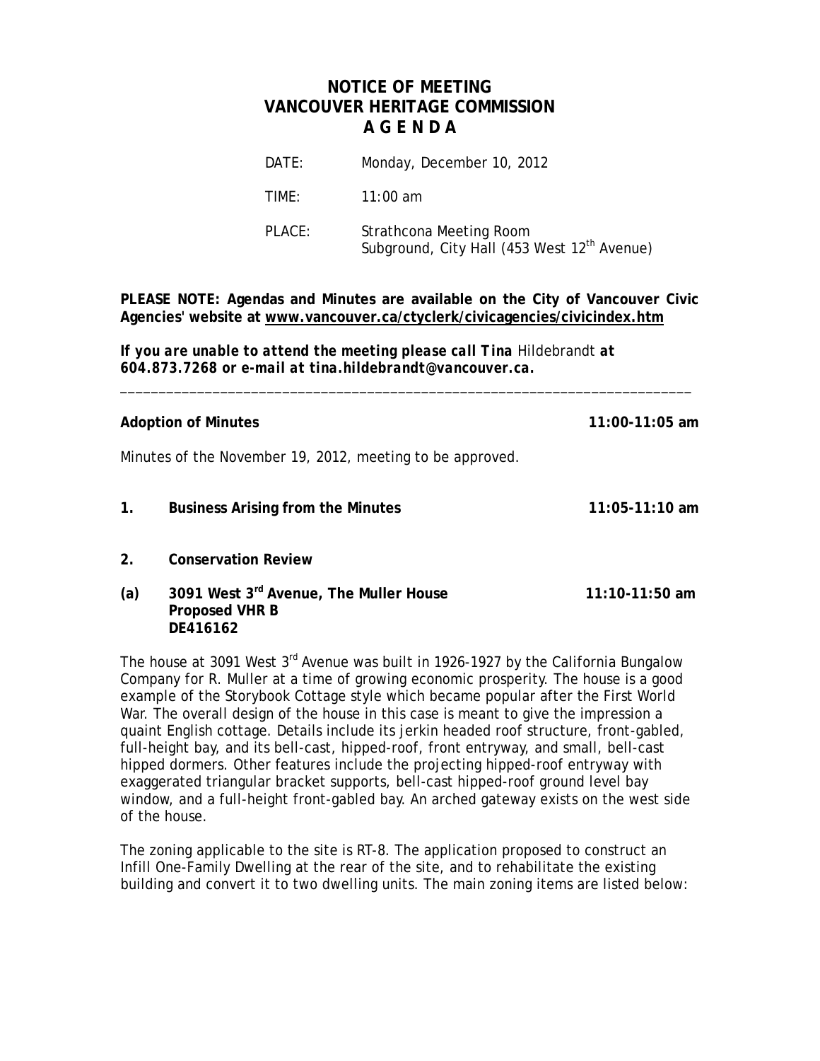# NOTICE OF MEETING
# VANCOUVER HERITAGE COMMISSION
# A G E N D A

DATE: Monday, December 10, 2012

TIME: 11:00 am

PLACE: Strathcona Meeting Room
Subground, City Hall (453 West 12th Avenue)

**PLEASE NOTE: Agendas and Minutes are available on the City of Vancouver Civic Agencies' website at www.vancouver.ca/ctyclerk/civicagencies/civicindex.htm**

***If you are unable to attend the meeting please call Tina*** *Hildebrandt* ***at 604.873.7268 or e-mail at tina.hildebrandt@vancouver.ca.***

---

**Adoption of Minutes** **11:00-11:05 am**

Minutes of the November 19, 2012, meeting to be approved.

**1. Business Arising from the Minutes** **11:05-11:10 am**

**2. Conservation Review**

**(a) 3091 West 3rd Avenue, The Muller House** **11:10-11:50 am**
**Proposed VHR B**
**DE416162**

The house at 3091 West 3rd Avenue was built in 1926-1927 by the California Bungalow Company for R. Muller at a time of growing economic prosperity. The house is a good example of the Storybook Cottage style which became popular after the First World War. The overall design of the house in this case is meant to give the impression a quaint English cottage. Details include its jerkin headed roof structure, front-gabled, full-height bay, and its bell-cast, hipped-roof, front entryway, and small, bell-cast hipped dormers. Other features include the projecting hipped-roof entryway with exaggerated triangular bracket supports, bell-cast hipped-roof ground level bay window, and a full-height front-gabled bay. An arched gateway exists on the west side of the house.

The zoning applicable to the site is RT-8. The application proposed to construct an Infill One-Family Dwelling at the rear of the site, and to rehabilitate the existing building and convert it to two dwelling units. The main zoning items are listed below: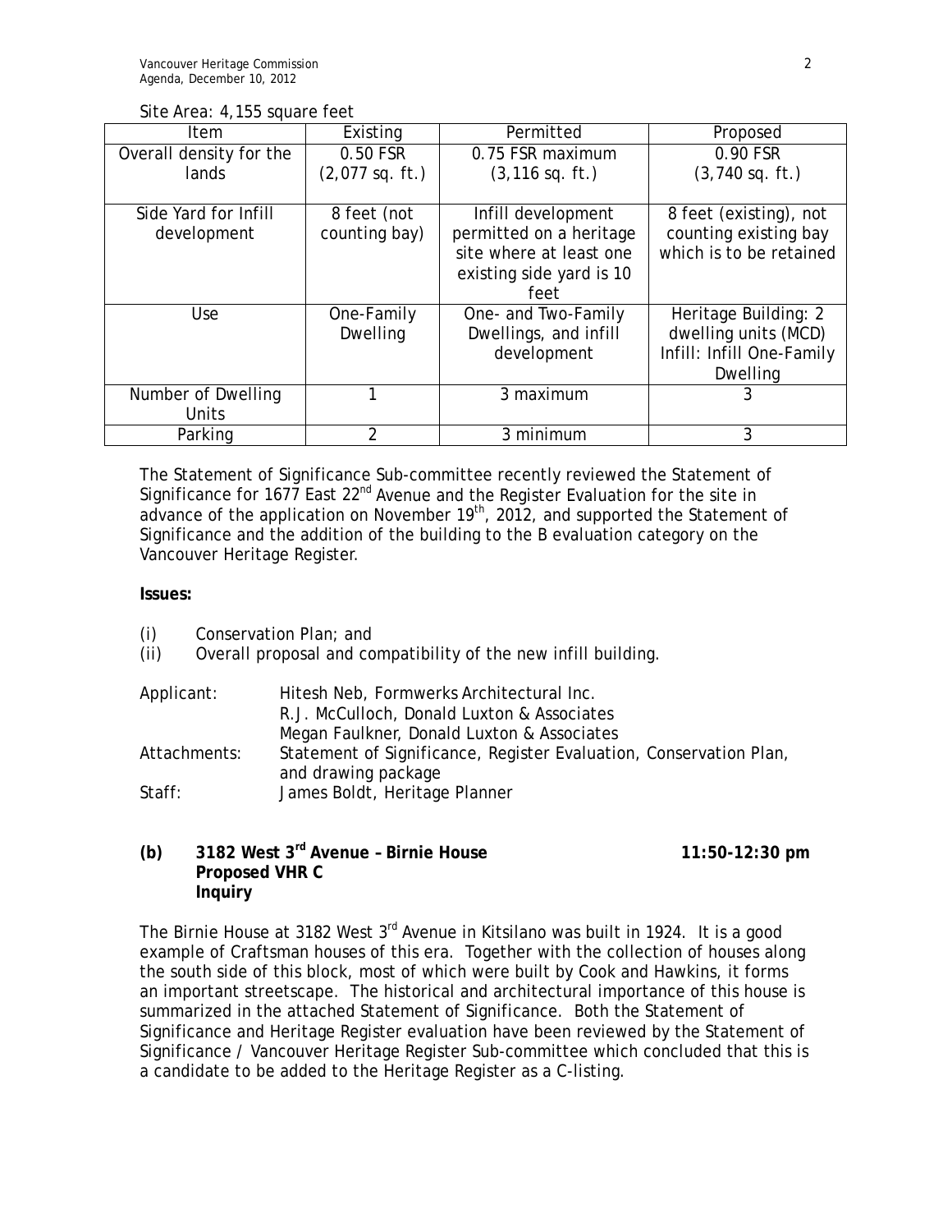Site Area: 4,155 square feet

| Item | Existing | Permitted | Proposed |
|---|---|---|---|
| Overall density for the lands | 0.50 FSR (2,077 sq. ft.) | 0.75 FSR maximum (3,116 sq. ft.) | 0.90 FSR (3,740 sq. ft.) |
| Side Yard for Infill development | 8 feet (not counting bay) | Infill development permitted on a heritage site where at least one existing side yard is 10 feet | 8 feet (existing), not counting existing bay which is to be retained |
| Use | One-Family Dwelling | One- and Two-Family Dwellings, and infill development | Heritage Building: 2 dwelling units (MCD) Infill: Infill One-Family Dwelling |
| Number of Dwelling Units | 1 | 3 maximum | 3 |
| Parking | 2 | 3 minimum | 3 |

The Statement of Significance Sub-committee recently reviewed the Statement of Significance for 1677 East 22nd Avenue and the Register Evaluation for the site in advance of the application on November 19th, 2012, and supported the Statement of Significance and the addition of the building to the B evaluation category on the Vancouver Heritage Register.

**Issues:**

(i) Conservation Plan; and
(ii) Overall proposal and compatibility of the new infill building.

Applicant: Hitesh Neb, Formwerks Architectural Inc.
R.J. McCulloch, Donald Luxton & Associates
Megan Faulkner, Donald Luxton & Associates
Attachments: Statement of Significance, Register Evaluation, Conservation Plan, and drawing package
Staff: James Boldt, Heritage Planner

**(b) 3182 West 3rd Avenue – Birnie House 11:50-12:30 pm**
**Proposed VHR C**
**Inquiry**

The Birnie House at 3182 West 3rd Avenue in Kitsilano was built in 1924. It is a good example of Craftsman houses of this era. Together with the collection of houses along the south side of this block, most of which were built by Cook and Hawkins, it forms an important streetscape. The historical and architectural importance of this house is summarized in the attached Statement of Significance. Both the Statement of Significance and Heritage Register evaluation have been reviewed by the Statement of Significance / Vancouver Heritage Register Sub-committee which concluded that this is a candidate to be added to the Heritage Register as a C-listing.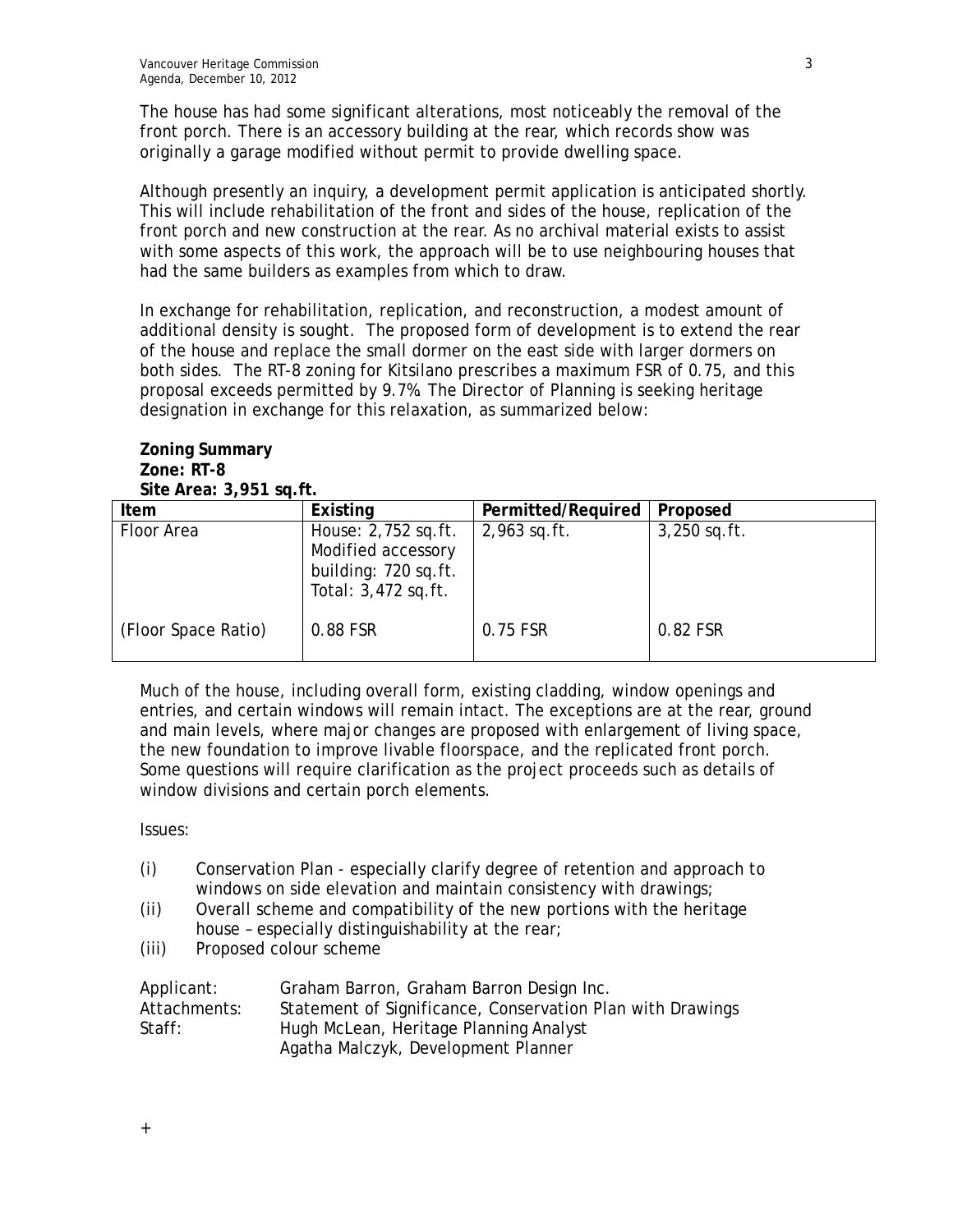The house has had some significant alterations, most noticeably the removal of the front porch. There is an accessory building at the rear, which records show was originally a garage modified without permit to provide dwelling space.

Although presently an inquiry, a development permit application is anticipated shortly. This will include rehabilitation of the front and sides of the house, replication of the front porch and new construction at the rear. As no archival material exists to assist with some aspects of this work, the approach will be to use neighbouring houses that had the same builders as examples from which to draw.

In exchange for rehabilitation, replication, and reconstruction, a modest amount of additional density is sought. The proposed form of development is to extend the rear of the house and replace the small dormer on the east side with larger dormers on both sides. The RT-8 zoning for Kitsilano prescribes a maximum FSR of 0.75, and this proposal exceeds permitted by 9.7%. The Director of Planning is seeking heritage designation in exchange for this relaxation, as summarized below:

**Zoning Summary**
**Zone: RT-8**
**Site Area: 3,951 sq.ft.**

| Item | Existing | Permitted/Required | Proposed |
| --- | --- | --- | --- |
| Floor Area | House: 2,752 sq.ft.<br>Modified accessory building: 720 sq.ft.<br>Total: 3,472 sq.ft. | 2,963 sq.ft. | 3,250 sq.ft. |
| (Floor Space Ratio) | 0.88 FSR | 0.75 FSR | 0.82 FSR |

Much of the house, including overall form, existing cladding, window openings and entries, and certain windows will remain intact. The exceptions are at the rear, ground and main levels, where major changes are proposed with enlargement of living space, the new foundation to improve livable floorspace, and the replicated front porch. Some questions will require clarification as the project proceeds such as details of window divisions and certain porch elements.

Issues:

(i) Conservation Plan - especially clarify degree of retention and approach to windows on side elevation and maintain consistency with drawings;
(ii) Overall scheme and compatibility of the new portions with the heritage house – especially distinguishability at the rear;
(iii) Proposed colour scheme

| | |
| --- | --- |
| Applicant: | Graham Barron, Graham Barron Design Inc. |
| Attachments: | Statement of Significance, Conservation Plan with Drawings |
| Staff: | Hugh McLean, Heritage Planning Analyst<br>Agatha Malczyk, Development Planner |

+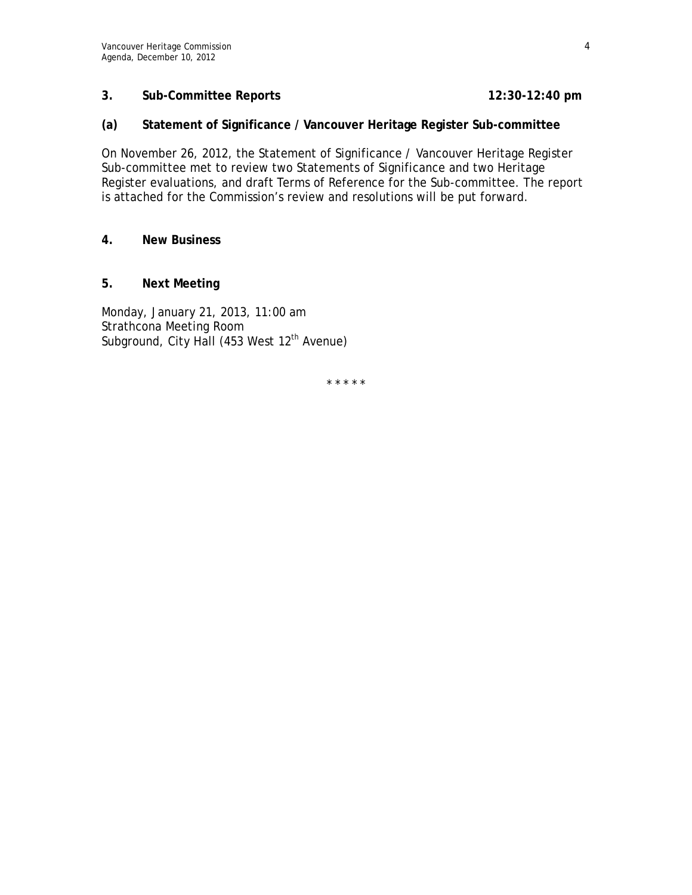## 3. Sub-Committee Reports **12:30-12:40 pm**

### (a) Statement of Significance / Vancouver Heritage Register Sub-committee

On November 26, 2012, the Statement of Significance / Vancouver Heritage Register Sub-committee met to review two Statements of Significance and two Heritage Register evaluations, and draft Terms of Reference for the Sub-committee. The report is attached for the Commission's review and resolutions will be put forward.

## 4. New Business

## 5. Next Meeting

Monday, January 21, 2013, 11:00 am
Strathcona Meeting Room
Subground, City Hall (453 West 12th Avenue)

\* \* \* \* \*